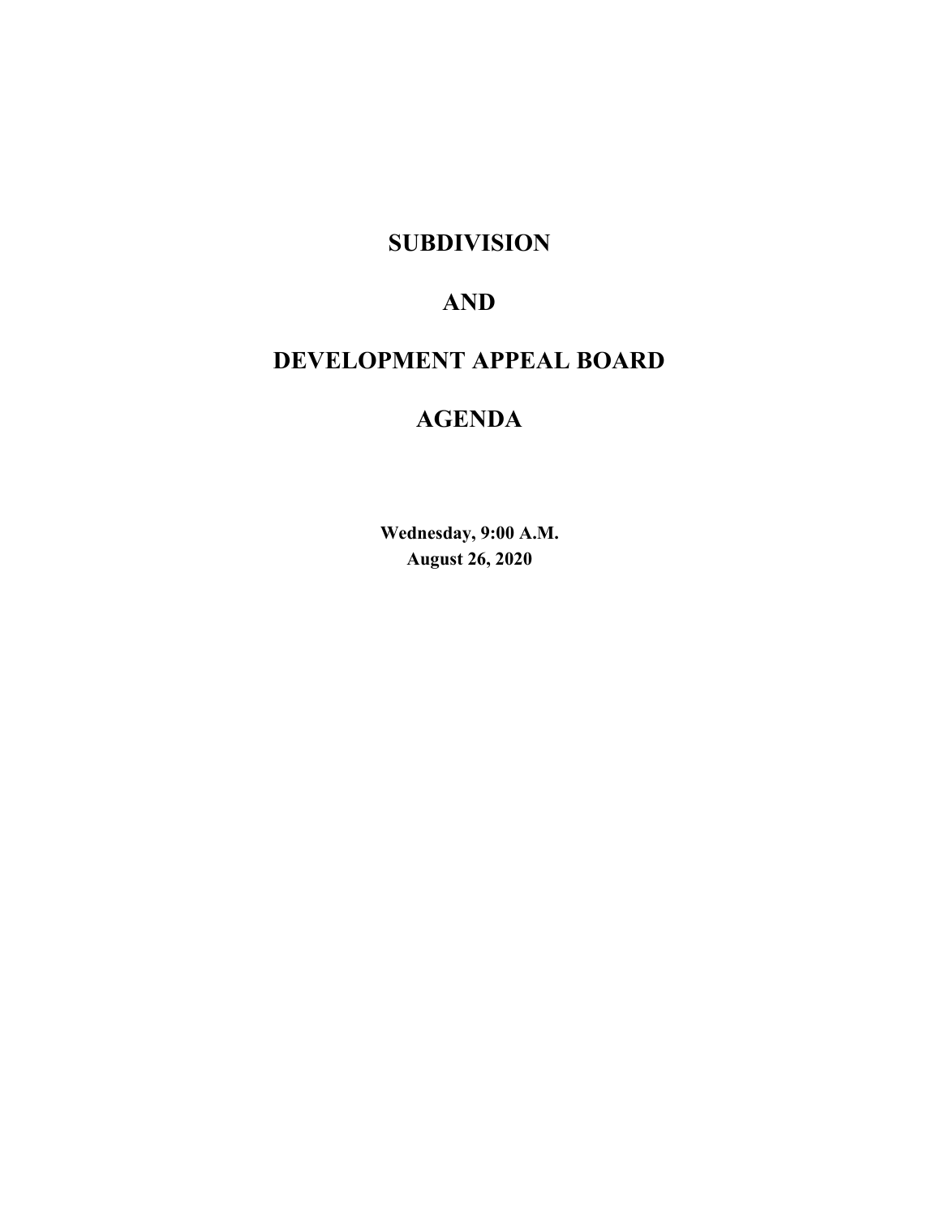# SUBDIVISION

# AND

# DEVELOPMENT APPEAL BOARD

# AGENDA

**Wednesday, 9:00 A.M.**
**August 26, 2020**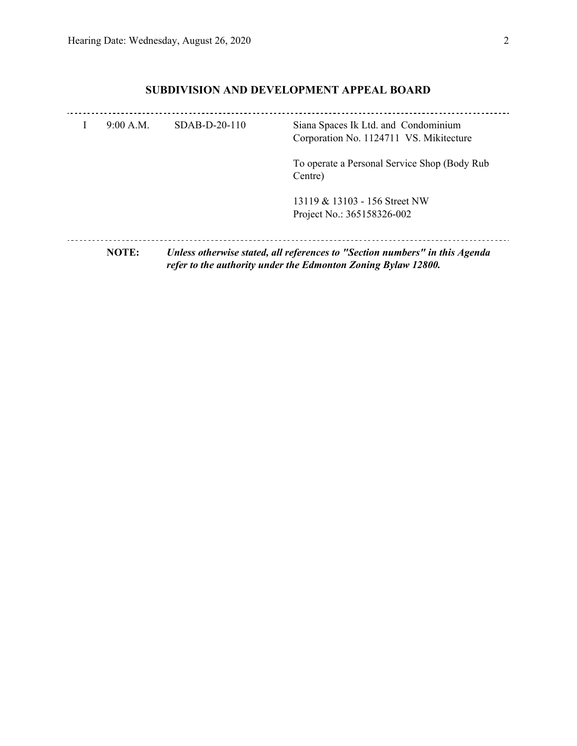## SUBDIVISION AND DEVELOPMENT APPEAL BOARD

| | | | |
|---|---|---|---|
| I | 9:00 A.M. | SDAB-D-20-110 | Siana Spaces Ik Ltd. and Condominium Corporation No. 1124711 VS. Mikitecture |
| | | | To operate a Personal Service Shop (Body Rub Centre) |
| | | | 13119 & 13103 - 156 Street NW<br>Project No.: 365158326-002 |

**NOTE:** ***Unless otherwise stated, all references to "Section numbers" in this Agenda refer to the authority under the Edmonton Zoning Bylaw 12800.***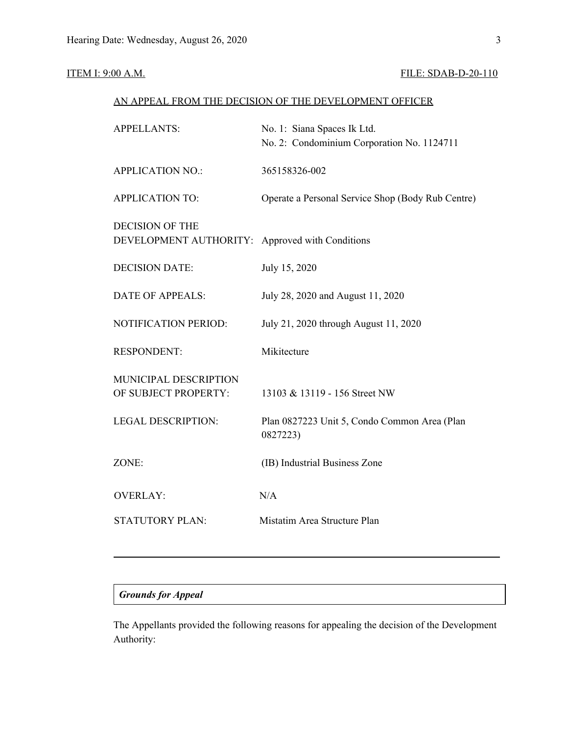ITEM I: 9:00 A.M. FILE: SDAB-D-20-110

AN APPEAL FROM THE DECISION OF THE DEVELOPMENT OFFICER

| | |
|---|---|
| APPELLANTS: | No. 1: Siana Spaces Ik Ltd.<br>No. 2: Condominium Corporation No. 1124711 |
| APPLICATION NO.: | 365158326-002 |
| APPLICATION TO: | Operate a Personal Service Shop (Body Rub Centre) |
| DECISION OF THE DEVELOPMENT AUTHORITY: | Approved with Conditions |
| DECISION DATE: | July 15, 2020 |
| DATE OF APPEALS: | July 28, 2020 and August 11, 2020 |
| NOTIFICATION PERIOD: | July 21, 2020 through August 11, 2020 |
| RESPONDENT: | Mikitecture |
| MUNICIPAL DESCRIPTION OF SUBJECT PROPERTY: | 13103 & 13119 - 156 Street NW |
| LEGAL DESCRIPTION: | Plan 0827223 Unit 5, Condo Common Area (Plan 0827223) |
| ZONE: | (IB) Industrial Business Zone |
| OVERLAY: | N/A |
| STATUTORY PLAN: | Mistatim Area Structure Plan |

---

***Grounds for Appeal***

The Appellants provided the following reasons for appealing the decision of the Development Authority: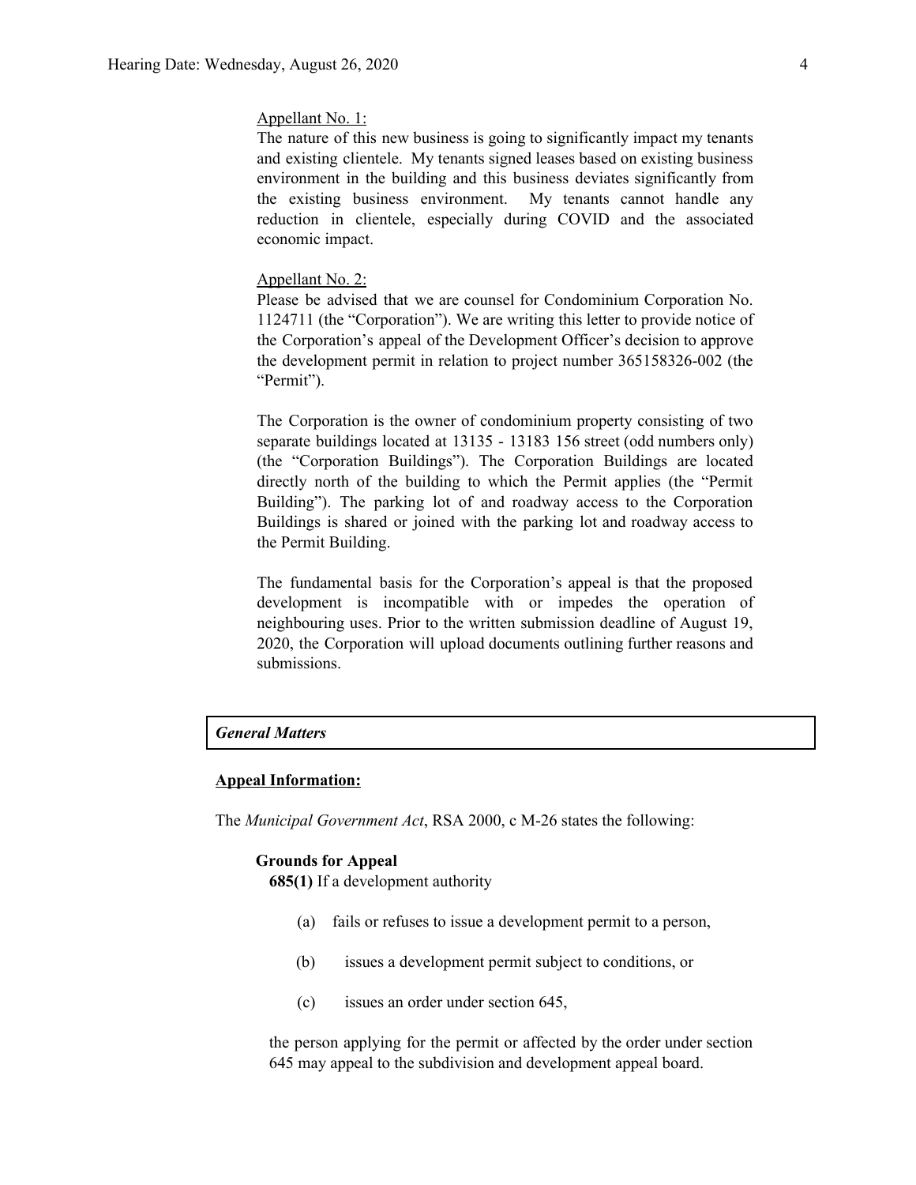Appellant No. 1:

The nature of this new business is going to significantly impact my tenants and existing clientele. My tenants signed leases based on existing business environment in the building and this business deviates significantly from the existing business environment. My tenants cannot handle any reduction in clientele, especially during COVID and the associated economic impact.

Appellant No. 2:

Please be advised that we are counsel for Condominium Corporation No. 1124711 (the "Corporation"). We are writing this letter to provide notice of the Corporation's appeal of the Development Officer's decision to approve the development permit in relation to project number 365158326-002 (the "Permit").

The Corporation is the owner of condominium property consisting of two separate buildings located at 13135 - 13183 156 street (odd numbers only) (the "Corporation Buildings"). The Corporation Buildings are located directly north of the building to which the Permit applies (the "Permit Building"). The parking lot of and roadway access to the Corporation Buildings is shared or joined with the parking lot and roadway access to the Permit Building.

The fundamental basis for the Corporation's appeal is that the proposed development is incompatible with or impedes the operation of neighbouring uses. Prior to the written submission deadline of August 19, 2020, the Corporation will upload documents outlining further reasons and submissions.

## *General Matters*

**Appeal Information:**

The *Municipal Government Act*, RSA 2000, c M-26 states the following:

**Grounds for Appeal**

**685(1)** If a development authority

(a) fails or refuses to issue a development permit to a person,

(b) issues a development permit subject to conditions, or

(c) issues an order under section 645,

the person applying for the permit or affected by the order under section 645 may appeal to the subdivision and development appeal board.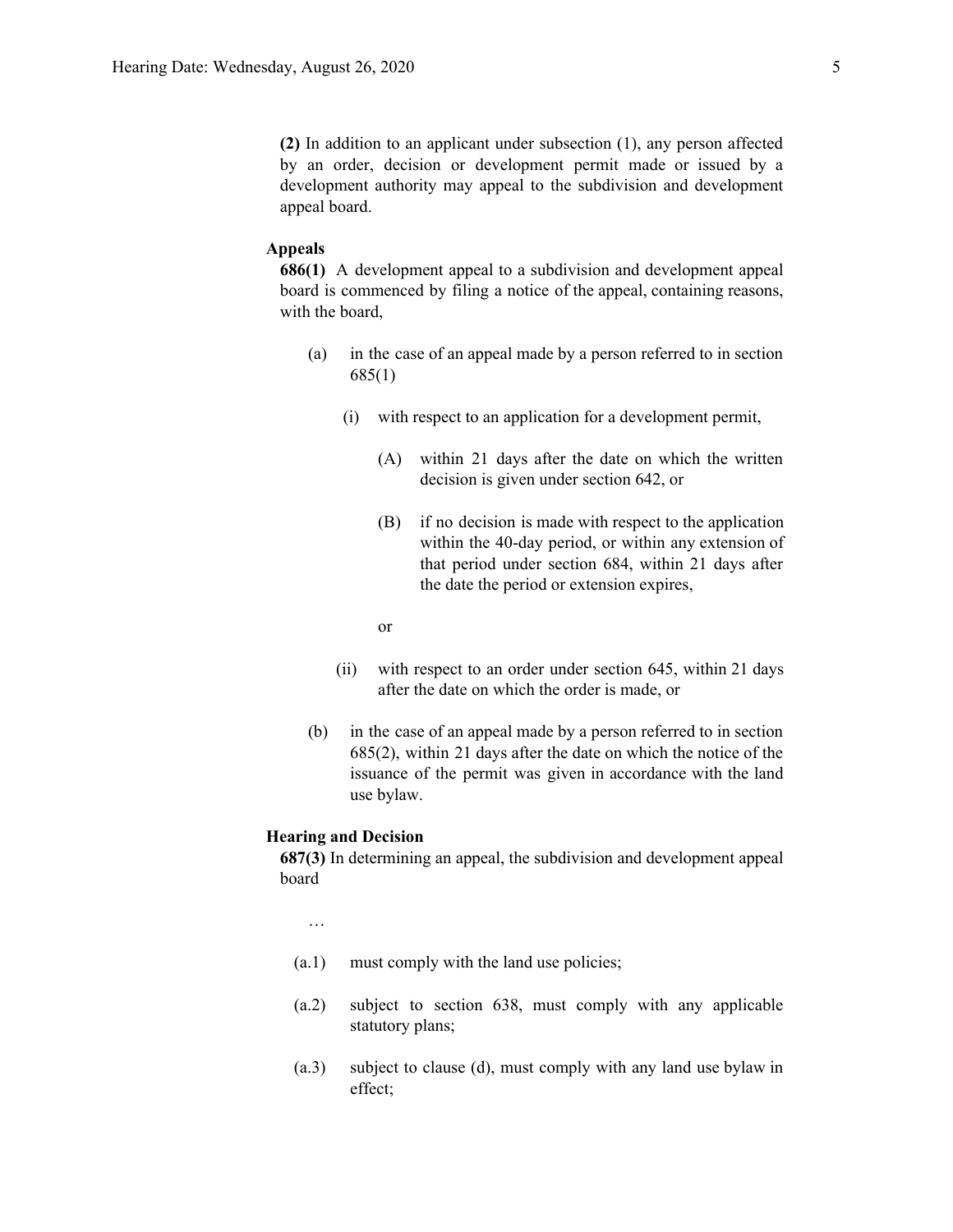**(2)** In addition to an applicant under subsection (1), any person affected by an order, decision or development permit made or issued by a development authority may appeal to the subdivision and development appeal board.

**Appeals**

**686(1)** A development appeal to a subdivision and development appeal board is commenced by filing a notice of the appeal, containing reasons, with the board,

- (a) in the case of an appeal made by a person referred to in section 685(1)
  - (i) with respect to an application for a development permit,
    - (A) within 21 days after the date on which the written decision is given under section 642, or
    - (B) if no decision is made with respect to the application within the 40-day period, or within any extension of that period under section 684, within 21 days after the date the period or extension expires,

    or
  - (ii) with respect to an order under section 645, within 21 days after the date on which the order is made, or
- (b) in the case of an appeal made by a person referred to in section 685(2), within 21 days after the date on which the notice of the issuance of the permit was given in accordance with the land use bylaw.

**Hearing and Decision**

**687(3)** In determining an appeal, the subdivision and development appeal board

…

- (a.1) must comply with the land use policies;
- (a.2) subject to section 638, must comply with any applicable statutory plans;
- (a.3) subject to clause (d), must comply with any land use bylaw in effect;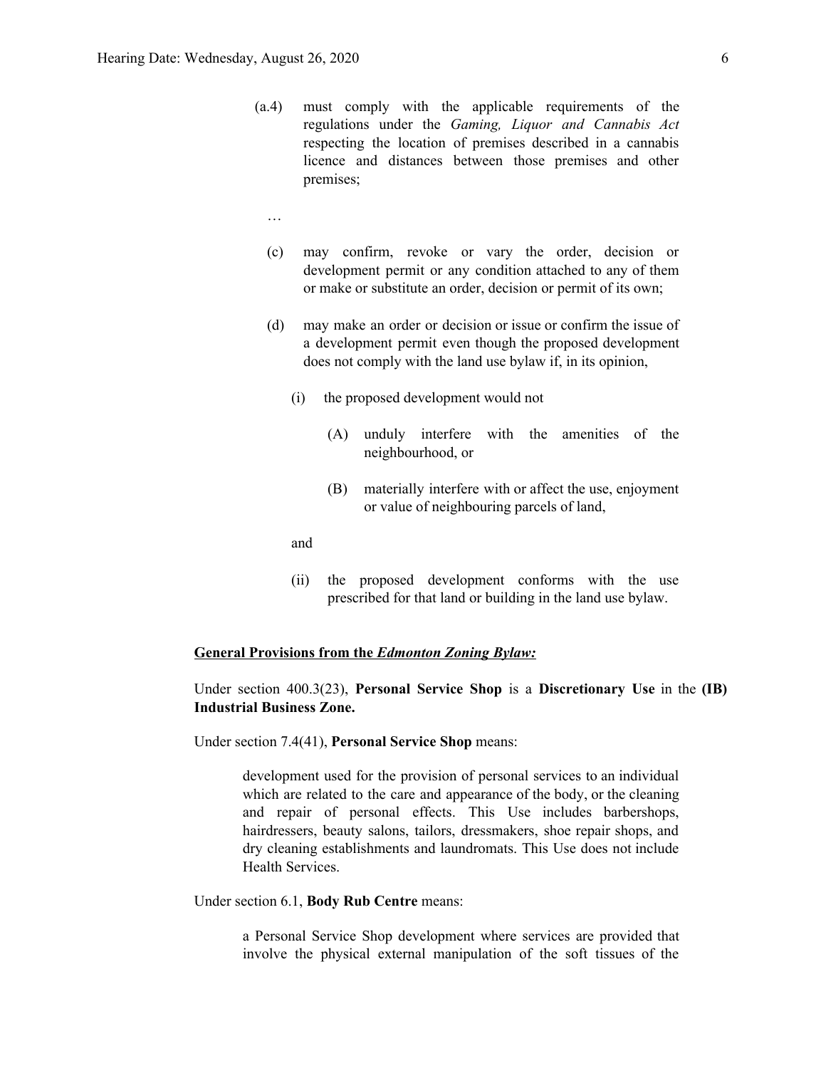(a.4) must comply with the applicable requirements of the regulations under the *Gaming, Liquor and Cannabis Act* respecting the location of premises described in a cannabis licence and distances between those premises and other premises;

…

(c) may confirm, revoke or vary the order, decision or development permit or any condition attached to any of them or make or substitute an order, decision or permit of its own;

(d) may make an order or decision or issue or confirm the issue of a development permit even though the proposed development does not comply with the land use bylaw if, in its opinion,

(i) the proposed development would not

(A) unduly interfere with the amenities of the neighbourhood, or

(B) materially interfere with or affect the use, enjoyment or value of neighbouring parcels of land,

and

(ii) the proposed development conforms with the use prescribed for that land or building in the land use bylaw.

**General Provisions from the *Edmonton Zoning Bylaw:***

Under section 400.3(23), **Personal Service Shop** is a **Discretionary Use** in the **(IB) Industrial Business Zone.**

Under section 7.4(41), **Personal Service Shop** means:

> development used for the provision of personal services to an individual which are related to the care and appearance of the body, or the cleaning and repair of personal effects. This Use includes barbershops, hairdressers, beauty salons, tailors, dressmakers, shoe repair shops, and dry cleaning establishments and laundromats. This Use does not include Health Services.

Under section 6.1, **Body Rub Centre** means:

> a Personal Service Shop development where services are provided that involve the physical external manipulation of the soft tissues of the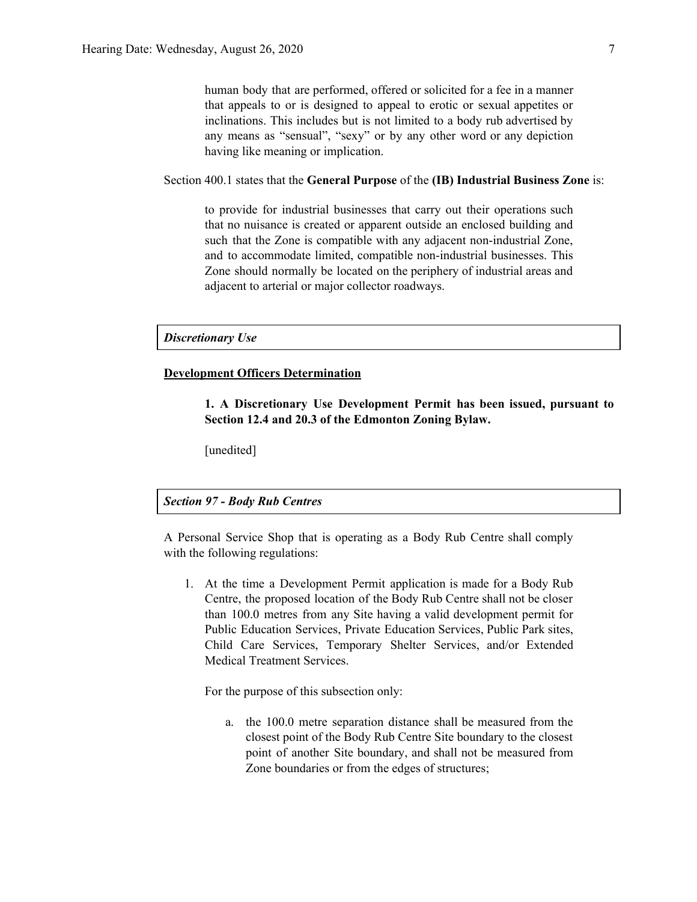human body that are performed, offered or solicited for a fee in a manner that appeals to or is designed to appeal to erotic or sexual appetites or inclinations. This includes but is not limited to a body rub advertised by any means as "sensual", "sexy" or by any other word or any depiction having like meaning or implication.

Section 400.1 states that the **General Purpose** of the **(IB) Industrial Business Zone** is:

> to provide for industrial businesses that carry out their operations such that no nuisance is created or apparent outside an enclosed building and such that the Zone is compatible with any adjacent non-industrial Zone, and to accommodate limited, compatible non-industrial businesses. This Zone should normally be located on the periphery of industrial areas and adjacent to arterial or major collector roadways.

***Discretionary Use***

**Development Officers Determination**

> **1. A Discretionary Use Development Permit has been issued, pursuant to Section 12.4 and 20.3 of the Edmonton Zoning Bylaw.**
>
> [unedited]

***Section 97 - Body Rub Centres***

A Personal Service Shop that is operating as a Body Rub Centre shall comply with the following regulations:

1. At the time a Development Permit application is made for a Body Rub Centre, the proposed location of the Body Rub Centre shall not be closer than 100.0 metres from any Site having a valid development permit for Public Education Services, Private Education Services, Public Park sites, Child Care Services, Temporary Shelter Services, and/or Extended Medical Treatment Services.

   For the purpose of this subsection only:

   a. the 100.0 metre separation distance shall be measured from the closest point of the Body Rub Centre Site boundary to the closest point of another Site boundary, and shall not be measured from Zone boundaries or from the edges of structures;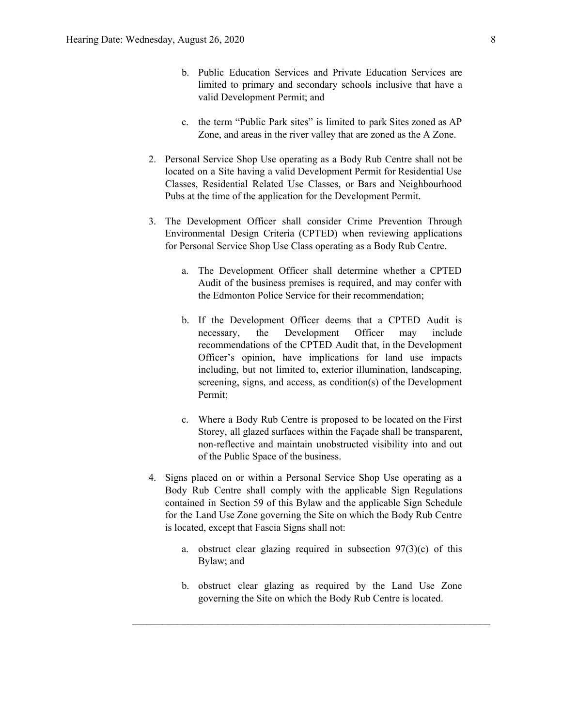b. Public Education Services and Private Education Services are limited to primary and secondary schools inclusive that have a valid Development Permit; and

   c. the term "Public Park sites" is limited to park Sites zoned as AP Zone, and areas in the river valley that are zoned as the A Zone.

2. Personal Service Shop Use operating as a Body Rub Centre shall not be located on a Site having a valid Development Permit for Residential Use Classes, Residential Related Use Classes, or Bars and Neighbourhood Pubs at the time of the application for the Development Permit.

3. The Development Officer shall consider Crime Prevention Through Environmental Design Criteria (CPTED) when reviewing applications for Personal Service Shop Use Class operating as a Body Rub Centre.

   a. The Development Officer shall determine whether a CPTED Audit of the business premises is required, and may confer with the Edmonton Police Service for their recommendation;

   b. If the Development Officer deems that a CPTED Audit is necessary, the Development Officer may include recommendations of the CPTED Audit that, in the Development Officer's opinion, have implications for land use impacts including, but not limited to, exterior illumination, landscaping, screening, signs, and access, as condition(s) of the Development Permit;

   c. Where a Body Rub Centre is proposed to be located on the First Storey, all glazed surfaces within the Façade shall be transparent, non-reflective and maintain unobstructed visibility into and out of the Public Space of the business.

4. Signs placed on or within a Personal Service Shop Use operating as a Body Rub Centre shall comply with the applicable Sign Regulations contained in Section 59 of this Bylaw and the applicable Sign Schedule for the Land Use Zone governing the Site on which the Body Rub Centre is located, except that Fascia Signs shall not:

   a. obstruct clear glazing required in subsection 97(3)(c) of this Bylaw; and

   b. obstruct clear glazing as required by the Land Use Zone governing the Site on which the Body Rub Centre is located.

---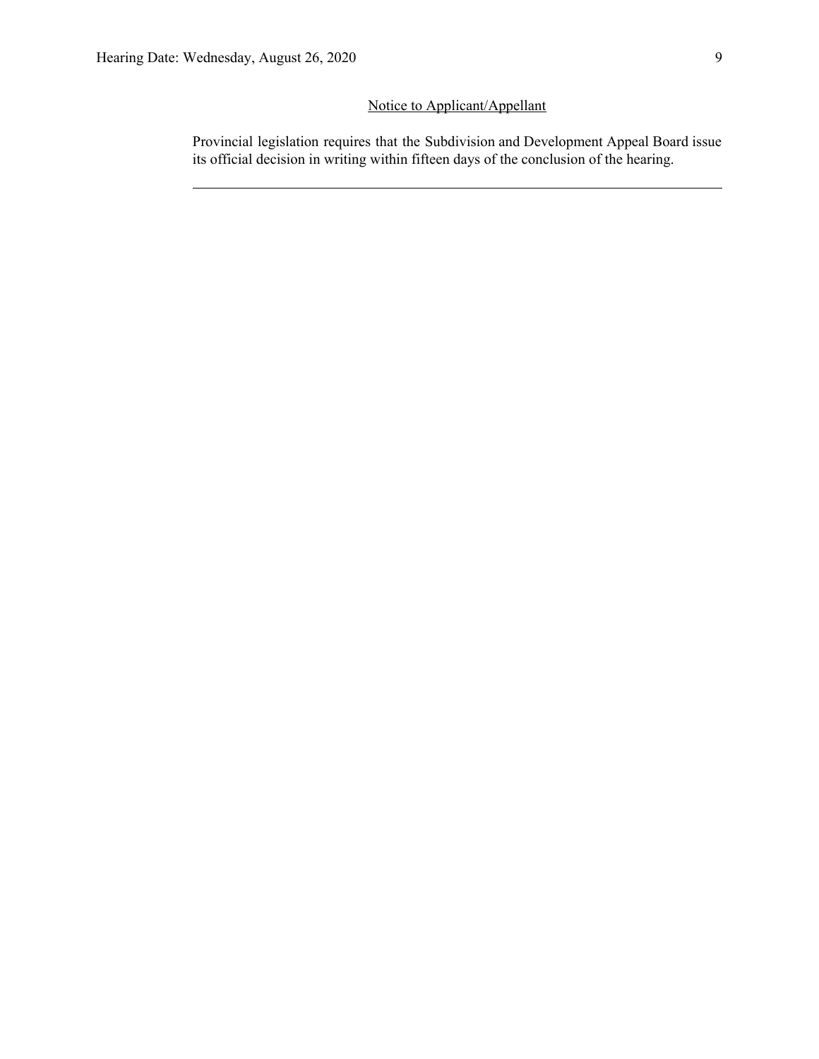Notice to Applicant/Appellant

Provincial legislation requires that the Subdivision and Development Appeal Board issue its official decision in writing within fifteen days of the conclusion of the hearing.

---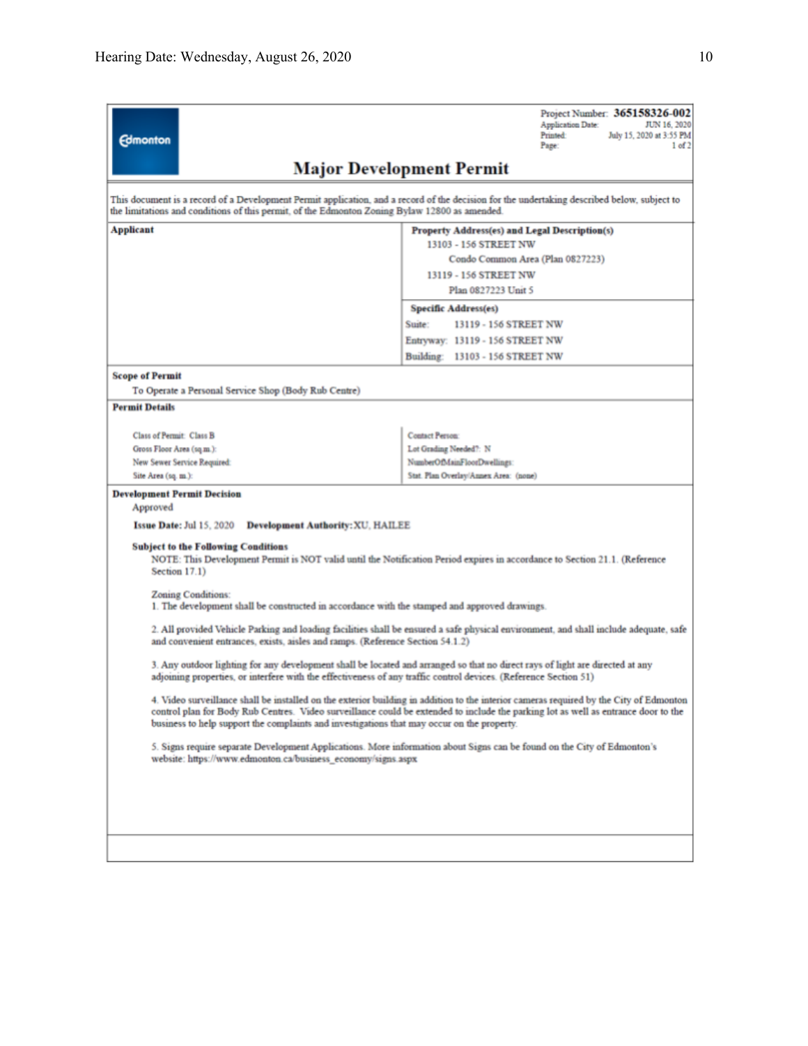Edmonton

Project Number: **365158326-002**
Application Date: JUN 16, 2020
Printed: July 15, 2020 at 3:55 PM
Page: 1 of 2

# Major Development Permit

This document is a record of a Development Permit application, and a record of the decision for the undertaking described below, subject to the limitations and conditions of this permit, of the Edmonton Zoning Bylaw 12800 as amended.

| **Applicant** | **Property Address(es) and Legal Description(s)** |
|---|---|
| | 13103 - 156 STREET NW<br>Condo Common Area (Plan 0827223)<br>13119 - 156 STREET NW<br>Plan 0827223 Unit 5 |
| | **Specific Address(es)**<br>Suite: 13119 - 156 STREET NW<br>Entryway: 13119 - 156 STREET NW<br>Building: 13103 - 156 STREET NW |

**Scope of Permit**

To Operate a Personal Service Shop (Body Rub Centre)

**Permit Details**

| | |
|---|---|
| Class of Permit: Class B | Contact Person: |
| Gross Floor Area (sq.m.): | Lot Grading Needed?: N |
| New Sewer Service Required: | NumberOfMainFloorDwellings: |
| Site Area (sq. m.): | Stat. Plan Overlay/Annex Area: (none) |

**Development Permit Decision**

Approved

**Issue Date:** Jul 15, 2020 **Development Authority:** XU, HAILEE

**Subject to the Following Conditions**

NOTE: This Development Permit is NOT valid until the Notification Period expires in accordance to Section 21.1. (Reference Section 17.1)

Zoning Conditions:

1. The development shall be constructed in accordance with the stamped and approved drawings.

2. All provided Vehicle Parking and loading facilities shall be ensured a safe physical environment, and shall include adequate, safe and convenient entrances, exists, aisles and ramps. (Reference Section 54.1.2)

3. Any outdoor lighting for any development shall be located and arranged so that no direct rays of light are directed at any adjoining properties, or interfere with the effectiveness of any traffic control devices. (Reference Section 51)

4. Video surveillance shall be installed on the exterior building in addition to the interior cameras required by the City of Edmonton control plan for Body Rub Centres. Video surveillance could be extended to include the parking lot as well as entrance door to the business to help support the complaints and investigations that may occur on the property.

5. Signs require separate Development Applications. More information about Signs can be found on the City of Edmonton's website: https://www.edmonton.ca/business_economy/signs.aspx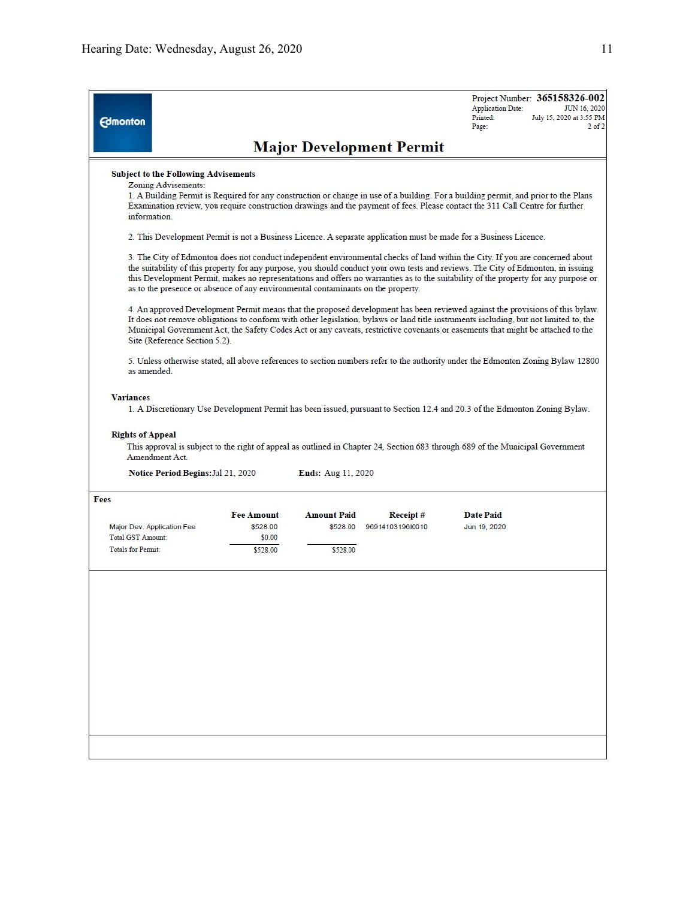Edmonton

Project Number: **365158326-002**
Application Date: JUN 16, 2020
Printed: July 15, 2020 at 3:55 PM
Page: 2 of 2

# Major Development Permit

**Subject to the Following Advisements**

Zoning Advisements:

1. A Building Permit is Required for any construction or change in use of a building. For a building permit, and prior to the Plans Examination review, you require construction drawings and the payment of fees. Please contact the 311 Call Centre for further information.

2. This Development Permit is not a Business Licence. A separate application must be made for a Business Licence.

3. The City of Edmonton does not conduct independent environmental checks of land within the City. If you are concerned about the suitability of this property for any purpose, you should conduct your own tests and reviews. The City of Edmonton, in issuing this Development Permit, makes no representations and offers no warranties as to the suitability of the property for any purpose or as to the presence or absence of any environmental contaminants on the property.

4. An approved Development Permit means that the proposed development has been reviewed against the provisions of this bylaw. It does not remove obligations to conform with other legislation, bylaws or land title instruments including, but not limited to, the Municipal Government Act, the Safety Codes Act or any caveats, restrictive covenants or easements that might be attached to the Site (Reference Section 5.2).

5. Unless otherwise stated, all above references to section numbers refer to the authority under the Edmonton Zoning Bylaw 12800 as amended.

**Variances**

1. A Discretionary Use Development Permit has been issued, pursuant to Section 12.4 and 20.3 of the Edmonton Zoning Bylaw.

**Rights of Appeal**

This approval is subject to the right of appeal as outlined in Chapter 24, Section 683 through 689 of the Municipal Government Amendment Act.

**Notice Period Begins:** Jul 21, 2020 **Ends:** Aug 11, 2020

**Fees**

| | Fee Amount | Amount Paid | Receipt # | Date Paid |
|---|---|---|---|---|
| Major Dev. Application Fee | $528.00 | $528.00 | 969141031961001O | Jun 19, 2020 |
| Total GST Amount: | $0.00 | | | |
| Totals for Permit: | $528.00 | $528.00 | | |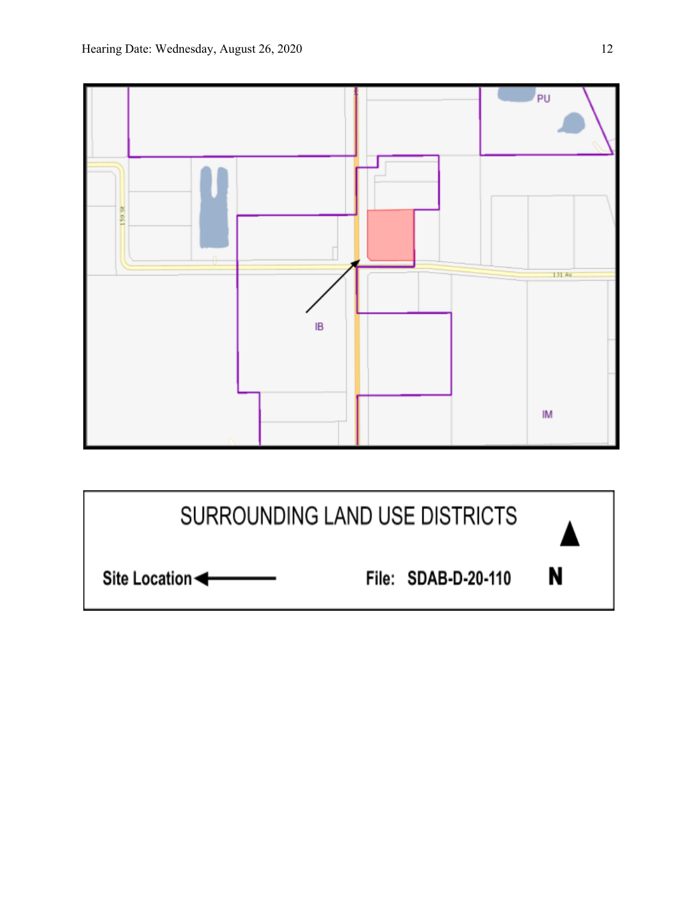PU

159 St

131 Av

IB

IM

SURROUNDING LAND USE DISTRICTS

Site Location

File: SDAB-D-20-110

N